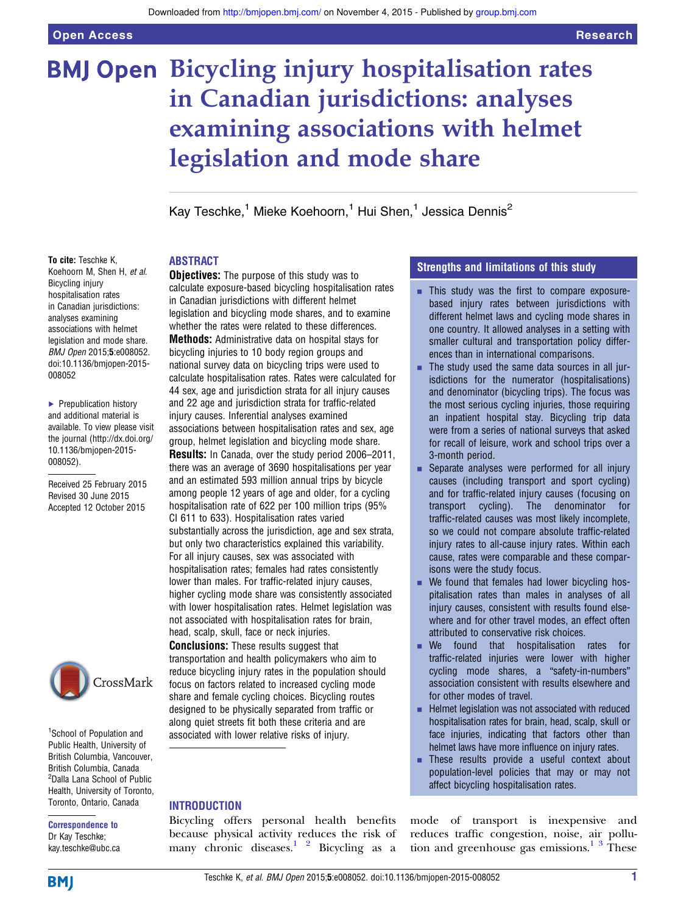Open Access

Research

# Bicycling injury hospitalisation rates in Canadian jurisdictions: analyses examining associations with helmet legislation and mode share

Kay Teschke,[1] Mieke Koehoorn,[1] Hui Shen,[1] Jessica Dennis[2]

**To cite:** Teschke K, Koehoorn M, Shen H, *et al.* Bicycling injury hospitalisation rates in Canadian jurisdictions: analyses examining associations with helmet legislation and mode share. *BMJ Open* 2015;**5**:e008052. doi:10.1136/bmjopen-2015-008052

▶ Prepublication history and additional material is available. To view please visit the journal (http://dx.doi.org/10.1136/bmjopen-2015-008052).

Received 25 February 2015
Revised 30 June 2015
Accepted 12 October 2015

[1]School of Population and Public Health, University of British Columbia, Vancouver, British Columbia, Canada
[2]Dalla Lana School of Public Health, University of Toronto, Toronto, Ontario, Canada

**Correspondence to**
Dr Kay Teschke;
kay.teschke@ubc.ca

## ABSTRACT

**Objectives:** The purpose of this study was to calculate exposure-based bicycling hospitalisation rates in Canadian jurisdictions with different helmet legislation and bicycling mode shares, and to examine whether the rates were related to these differences.

**Methods:** Administrative data on hospital stays for bicycling injuries to 10 body region groups and national survey data on bicycling trips were used to calculate hospitalisation rates. Rates were calculated for 44 sex, age and jurisdiction strata for all injury causes and 22 age and jurisdiction strata for traffic-related injury causes. Inferential analyses examined associations between hospitalisation rates and sex, age group, helmet legislation and bicycling mode share.

**Results:** In Canada, over the study period 2006–2011, there was an average of 3690 hospitalisations per year and an estimated 593 million annual trips by bicycle among people 12 years of age and older, for a cycling hospitalisation rate of 622 per 100 million trips (95% CI 611 to 633). Hospitalisation rates varied substantially across the jurisdiction, age and sex strata, but only two characteristics explained this variability. For all injury causes, sex was associated with hospitalisation rates; females had rates consistently lower than males. For traffic-related injury causes, higher cycling mode share was consistently associated with lower hospitalisation rates. Helmet legislation was not associated with hospitalisation rates for brain, head, scalp, skull, face or neck injuries.

**Conclusions:** These results suggest that transportation and health policymakers who aim to reduce bicycling injury rates in the population should focus on factors related to increased cycling mode share and female cycling choices. Bicycling routes designed to be physically separated from traffic or along quiet streets fit both these criteria and are associated with lower relative risks of injury.

## Strengths and limitations of this study

- This study was the first to compare exposure-based injury rates between jurisdictions with different helmet laws and cycling mode shares in one country. It allowed analyses in a setting with smaller cultural and transportation policy differences than in international comparisons.
- The study used the same data sources in all jurisdictions for the numerator (hospitalisations) and denominator (bicycling trips). The focus was the most serious cycling injuries, those requiring an inpatient hospital stay. Bicycling trip data were from a series of national surveys that asked for recall of leisure, work and school trips over a 3-month period.
- Separate analyses were performed for all injury causes (including transport and sport cycling) and for traffic-related injury causes (focusing on transport cycling). The denominator for traffic-related causes was most likely incomplete, so we could not compare absolute traffic-related injury rates to all-cause injury rates. Within each cause, rates were comparable and these comparisons were the study focus.
- We found that females had lower bicycling hospitalisation rates than males in analyses of all injury causes, consistent with results found elsewhere and for other travel modes, an effect often attributed to conservative risk choices.
- We found that hospitalisation rates for traffic-related injuries were lower with higher cycling mode shares, a "safety-in-numbers" association consistent with results elsewhere and for other modes of travel.
- Helmet legislation was not associated with reduced hospitalisation rates for brain, head, scalp, skull or face injuries, indicating that factors other than helmet laws have more influence on injury rates.
- These results provide a useful context about population-level policies that may or may not affect bicycling hospitalisation rates.

## INTRODUCTION

Bicycling offers personal health benefits because physical activity reduces the risk of many chronic diseases.[1 2] Bicycling as a mode of transport is inexpensive and reduces traffic congestion, noise, air pollution and greenhouse gas emissions.[1 3] These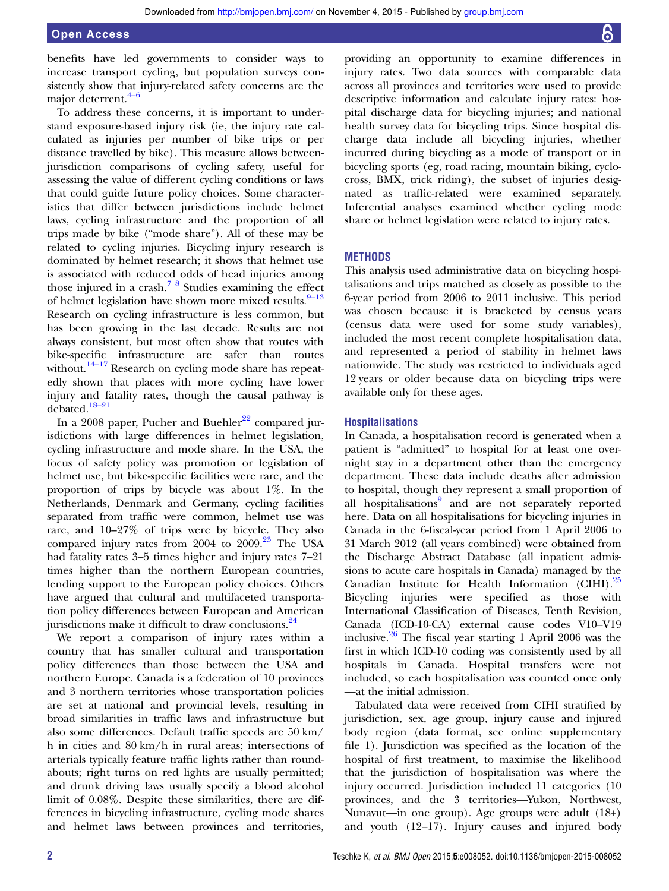benefits have led governments to consider ways to increase transport cycling, but population surveys consistently show that injury-related safety concerns are the major deterrent.[4–6]

To address these concerns, it is important to understand exposure-based injury risk (ie, the injury rate calculated as injuries per number of bike trips or per distance travelled by bike). This measure allows between-jurisdiction comparisons of cycling safety, useful for assessing the value of different cycling conditions or laws that could guide future policy choices. Some characteristics that differ between jurisdictions include helmet laws, cycling infrastructure and the proportion of all trips made by bike ("mode share"). All of these may be related to cycling injuries. Bicycling injury research is dominated by helmet research; it shows that helmet use is associated with reduced odds of head injuries among those injured in a crash.[7 8] Studies examining the effect of helmet legislation have shown more mixed results.[9–13] Research on cycling infrastructure is less common, but has been growing in the last decade. Results are not always consistent, but most often show that routes with bike-specific infrastructure are safer than routes without.[14–17] Research on cycling mode share has repeatedly shown that places with more cycling have lower injury and fatality rates, though the causal pathway is debated.[18–21]

In a 2008 paper, Pucher and Buehler[22] compared jurisdictions with large differences in helmet legislation, cycling infrastructure and mode share. In the USA, the focus of safety policy was promotion or legislation of helmet use, but bike-specific facilities were rare, and the proportion of trips by bicycle was about 1%. In the Netherlands, Denmark and Germany, cycling facilities separated from traffic were common, helmet use was rare, and 10–27% of trips were by bicycle. They also compared injury rates from 2004 to 2009.[23] The USA had fatality rates 3–5 times higher and injury rates 7–21 times higher than the northern European countries, lending support to the European policy choices. Others have argued that cultural and multifaceted transportation policy differences between European and American jurisdictions make it difficult to draw conclusions.[24]

We report a comparison of injury rates within a country that has smaller cultural and transportation policy differences than those between the USA and northern Europe. Canada is a federation of 10 provinces and 3 northern territories whose transportation policies are set at national and provincial levels, resulting in broad similarities in traffic laws and infrastructure but also some differences. Default traffic speeds are 50 km/h in cities and 80 km/h in rural areas; intersections of arterials typically feature traffic lights rather than roundabouts; right turns on red lights are usually permitted; and drunk driving laws usually specify a blood alcohol limit of 0.08%. Despite these similarities, there are differences in bicycling infrastructure, cycling mode shares and helmet laws between provinces and territories, providing an opportunity to examine differences in injury rates. Two data sources with comparable data across all provinces and territories were used to provide descriptive information and calculate injury rates: hospital discharge data for bicycling injuries; and national health survey data for bicycling trips. Since hospital discharge data include all bicycling injuries, whether incurred during bicycling as a mode of transport or in bicycling sports (eg, road racing, mountain biking, cyclocross, BMX, trick riding), the subset of injuries designated as traffic-related were examined separately. Inferential analyses examined whether cycling mode share or helmet legislation were related to injury rates.

## METHODS

This analysis used administrative data on bicycling hospitalisations and trips matched as closely as possible to the 6-year period from 2006 to 2011 inclusive. This period was chosen because it is bracketed by census years (census data were used for some study variables), included the most recent complete hospitalisation data, and represented a period of stability in helmet laws nationwide. The study was restricted to individuals aged 12 years or older because data on bicycling trips were available only for these ages.

### Hospitalisations

In Canada, a hospitalisation record is generated when a patient is "admitted" to hospital for at least one overnight stay in a department other than the emergency department. These data include deaths after admission to hospital, though they represent a small proportion of all hospitalisations[9] and are not separately reported here. Data on all hospitalisations for bicycling injuries in Canada in the 6-fiscal-year period from 1 April 2006 to 31 March 2012 (all years combined) were obtained from the Discharge Abstract Database (all inpatient admissions to acute care hospitals in Canada) managed by the Canadian Institute for Health Information (CIHI).[25] Bicycling injuries were specified as those with International Classification of Diseases, Tenth Revision, Canada (ICD-10-CA) external cause codes V10–V19 inclusive.[26] The fiscal year starting 1 April 2006 was the first in which ICD-10 coding was consistently used by all hospitals in Canada. Hospital transfers were not included, so each hospitalisation was counted once only —at the initial admission.

Tabulated data were received from CIHI stratified by jurisdiction, sex, age group, injury cause and injured body region (data format, see online supplementary file 1). Jurisdiction was specified as the location of the hospital of first treatment, to maximise the likelihood that the jurisdiction of hospitalisation was where the injury occurred. Jurisdiction included 11 categories (10 provinces, and the 3 territories—Yukon, Northwest, Nunavut—in one group). Age groups were adult (18+) and youth (12–17). Injury causes and injured body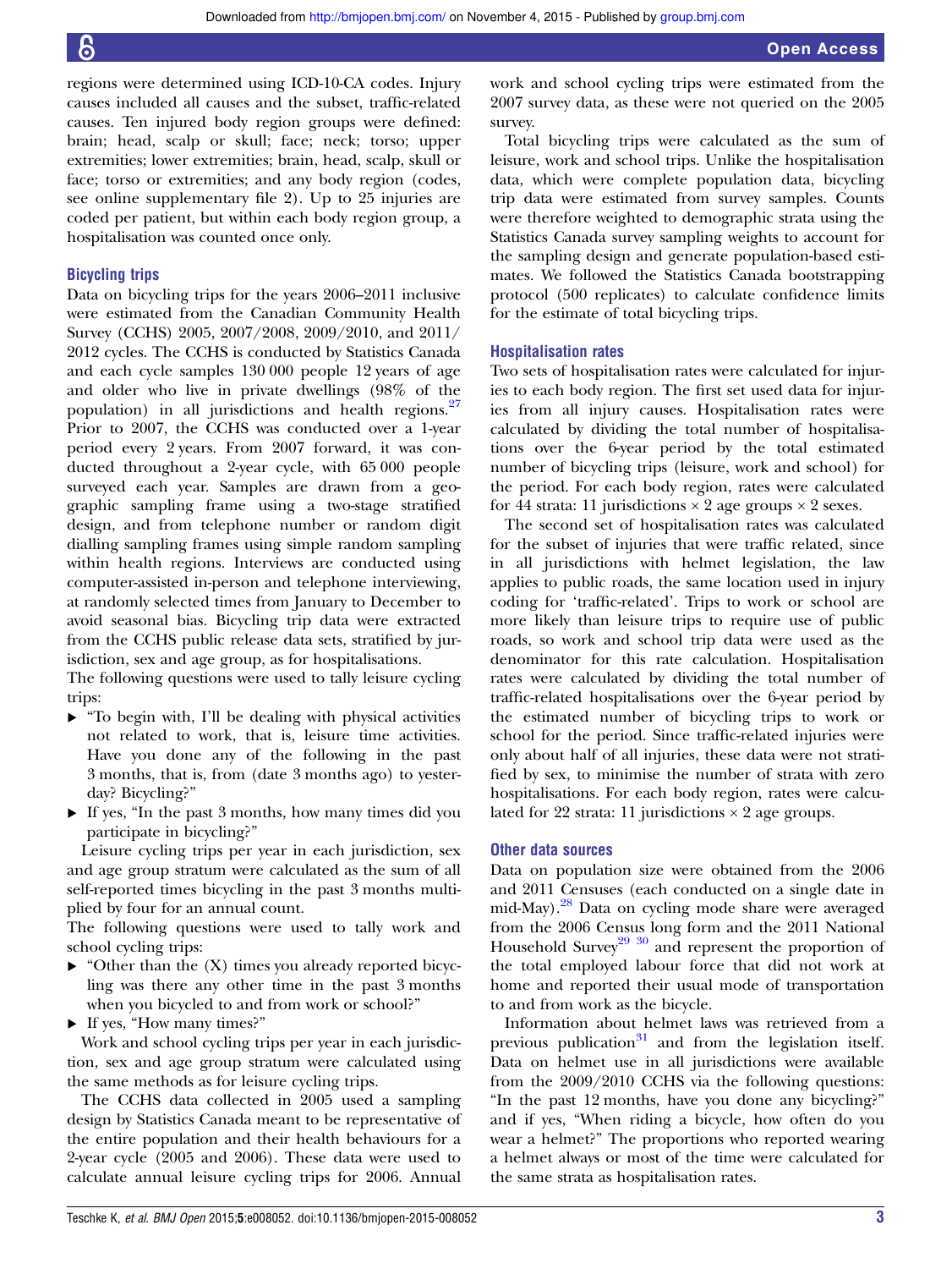regions were determined using ICD-10-CA codes. Injury causes included all causes and the subset, traffic-related causes. Ten injured body region groups were defined: brain; head, scalp or skull; face; neck; torso; upper extremities; lower extremities; brain, head, scalp, skull or face; torso or extremities; and any body region (codes, see online supplementary file 2). Up to 25 injuries are coded per patient, but within each body region group, a hospitalisation was counted once only.

### Bicycling trips

Data on bicycling trips for the years 2006–2011 inclusive were estimated from the Canadian Community Health Survey (CCHS) 2005, 2007/2008, 2009/2010, and 2011/2012 cycles. The CCHS is conducted by Statistics Canada and each cycle samples 130 000 people 12 years of age and older who live in private dwellings (98% of the population) in all jurisdictions and health regions.[27] Prior to 2007, the CCHS was conducted over a 1-year period every 2 years. From 2007 forward, it was conducted throughout a 2-year cycle, with 65 000 people surveyed each year. Samples are drawn from a geographic sampling frame using a two-stage stratified design, and from telephone number or random digit dialling sampling frames using simple random sampling within health regions. Interviews are conducted using computer-assisted in-person and telephone interviewing, at randomly selected times from January to December to avoid seasonal bias. Bicycling trip data were extracted from the CCHS public release data sets, stratified by jurisdiction, sex and age group, as for hospitalisations.

The following questions were used to tally leisure cycling trips:

- "To begin with, I'll be dealing with physical activities not related to work, that is, leisure time activities. Have you done any of the following in the past 3 months, that is, from (date 3 months ago) to yesterday? Bicycling?"
- If yes, "In the past 3 months, how many times did you participate in bicycling?"

Leisure cycling trips per year in each jurisdiction, sex and age group stratum were calculated as the sum of all self-reported times bicycling in the past 3 months multiplied by four for an annual count.

The following questions were used to tally work and school cycling trips:

- "Other than the (X) times you already reported bicycling was there any other time in the past 3 months when you bicycled to and from work or school?"
- If yes, "How many times?"

Work and school cycling trips per year in each jurisdiction, sex and age group stratum were calculated using the same methods as for leisure cycling trips.

The CCHS data collected in 2005 used a sampling design by Statistics Canada meant to be representative of the entire population and their health behaviours for a 2-year cycle (2005 and 2006). These data were used to calculate annual leisure cycling trips for 2006. Annual work and school cycling trips were estimated from the 2007 survey data, as these were not queried on the 2005 survey.

Total bicycling trips were calculated as the sum of leisure, work and school trips. Unlike the hospitalisation data, which were complete population data, bicycling trip data were estimated from survey samples. Counts were therefore weighted to demographic strata using the Statistics Canada survey sampling weights to account for the sampling design and generate population-based estimates. We followed the Statistics Canada bootstrapping protocol (500 replicates) to calculate confidence limits for the estimate of total bicycling trips.

### Hospitalisation rates

Two sets of hospitalisation rates were calculated for injuries to each body region. The first set used data for injuries from all injury causes. Hospitalisation rates were calculated by dividing the total number of hospitalisations over the 6-year period by the total estimated number of bicycling trips (leisure, work and school) for the period. For each body region, rates were calculated for 44 strata: 11 jurisdictions × 2 age groups × 2 sexes.

The second set of hospitalisation rates was calculated for the subset of injuries that were traffic related, since in all jurisdictions with helmet legislation, the law applies to public roads, the same location used in injury coding for 'traffic-related'. Trips to work or school are more likely than leisure trips to require use of public roads, so work and school trip data were used as the denominator for this rate calculation. Hospitalisation rates were calculated by dividing the total number of traffic-related hospitalisations over the 6-year period by the estimated number of bicycling trips to work or school for the period. Since traffic-related injuries were only about half of all injuries, these data were not stratified by sex, to minimise the number of strata with zero hospitalisations. For each body region, rates were calculated for 22 strata: 11 jurisdictions × 2 age groups.

### Other data sources

Data on population size were obtained from the 2006 and 2011 Censuses (each conducted on a single date in mid-May).[28] Data on cycling mode share were averaged from the 2006 Census long form and the 2011 National Household Survey[29 30] and represent the proportion of the total employed labour force that did not work at home and reported their usual mode of transportation to and from work as the bicycle.

Information about helmet laws was retrieved from a previous publication[31] and from the legislation itself. Data on helmet use in all jurisdictions were available from the 2009/2010 CCHS via the following questions: "In the past 12 months, have you done any bicycling?" and if yes, "When riding a bicycle, how often do you wear a helmet?" The proportions who reported wearing a helmet always or most of the time were calculated for the same strata as hospitalisation rates.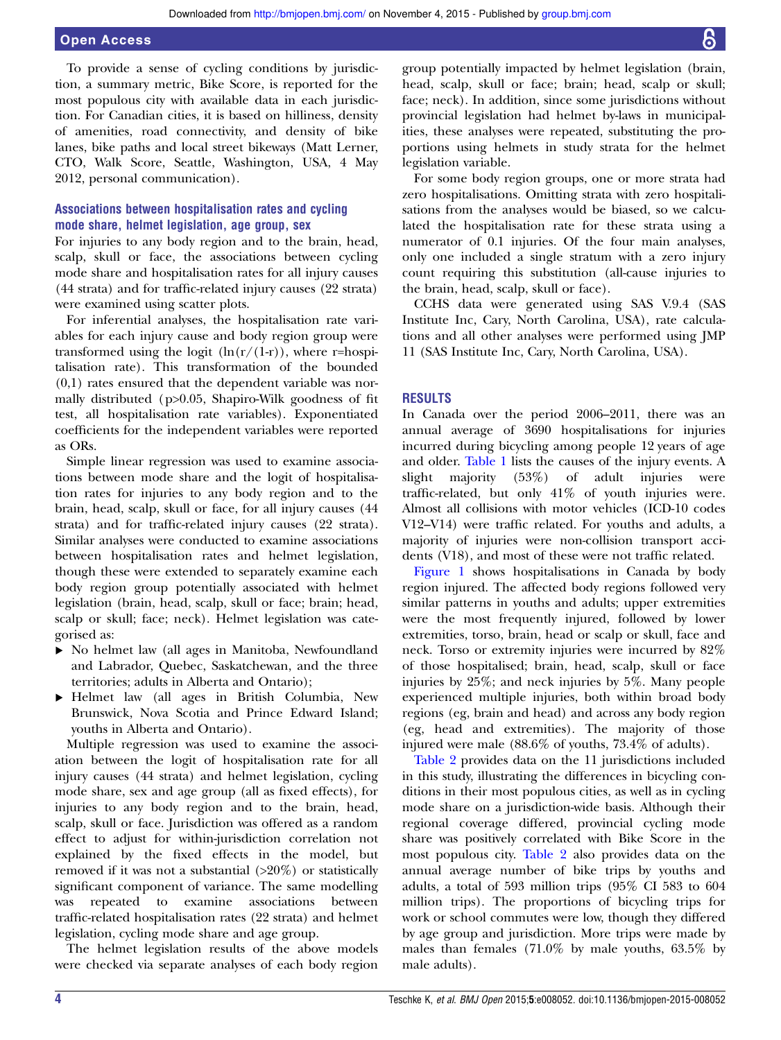To provide a sense of cycling conditions by jurisdiction, a summary metric, Bike Score, is reported for the most populous city with available data in each jurisdiction. For Canadian cities, it is based on hilliness, density of amenities, road connectivity, and density of bike lanes, bike paths and local street bikeways (Matt Lerner, CTO, Walk Score, Seattle, Washington, USA, 4 May 2012, personal communication).

### Associations between hospitalisation rates and cycling mode share, helmet legislation, age group, sex

For injuries to any body region and to the brain, head, scalp, skull or face, the associations between cycling mode share and hospitalisation rates for all injury causes (44 strata) and for traffic-related injury causes (22 strata) were examined using scatter plots.

For inferential analyses, the hospitalisation rate variables for each injury cause and body region group were transformed using the logit ($\ln(r/(1-r))$, where r=hospitalisation rate). This transformation of the bounded (0,1) rates ensured that the dependent variable was normally distributed ($p>0.05$, Shapiro-Wilk goodness of fit test, all hospitalisation rate variables). Exponentiated coefficients for the independent variables were reported as ORs.

Simple linear regression was used to examine associations between mode share and the logit of hospitalisation rates for injuries to any body region and to the brain, head, scalp, skull or face, for all injury causes (44 strata) and for traffic-related injury causes (22 strata). Similar analyses were conducted to examine associations between hospitalisation rates and helmet legislation, though these were extended to separately examine each body region group potentially associated with helmet legislation (brain, head, scalp, skull or face; brain; head, scalp or skull; face; neck). Helmet legislation was categorised as:

- No helmet law (all ages in Manitoba, Newfoundland and Labrador, Quebec, Saskatchewan, and the three territories; adults in Alberta and Ontario);
- Helmet law (all ages in British Columbia, New Brunswick, Nova Scotia and Prince Edward Island; youths in Alberta and Ontario).

Multiple regression was used to examine the association between the logit of hospitalisation rate for all injury causes (44 strata) and helmet legislation, cycling mode share, sex and age group (all as fixed effects), for injuries to any body region and to the brain, head, scalp, skull or face. Jurisdiction was offered as a random effect to adjust for within-jurisdiction correlation not explained by the fixed effects in the model, but removed if it was not a substantial (>20%) or statistically significant component of variance. The same modelling was repeated to examine associations between traffic-related hospitalisation rates (22 strata) and helmet legislation, cycling mode share and age group.

The helmet legislation results of the above models were checked via separate analyses of each body region group potentially impacted by helmet legislation (brain, head, scalp, skull or face; brain; head, scalp or skull; face; neck). In addition, since some jurisdictions without provincial legislation had helmet by-laws in municipalities, these analyses were repeated, substituting the proportions using helmets in study strata for the helmet legislation variable.

For some body region groups, one or more strata had zero hospitalisations. Omitting strata with zero hospitalisations from the analyses would be biased, so we calculated the hospitalisation rate for these strata using a numerator of 0.1 injuries. Of the four main analyses, only one included a single stratum with a zero injury count requiring this substitution (all-cause injuries to the brain, head, scalp, skull or face).

CCHS data were generated using SAS V.9.4 (SAS Institute Inc, Cary, North Carolina, USA), rate calculations and all other analyses were performed using JMP 11 (SAS Institute Inc, Cary, North Carolina, USA).

## RESULTS

In Canada over the period 2006–2011, there was an annual average of 3690 hospitalisations for injuries incurred during bicycling among people 12 years of age and older. Table 1 lists the causes of the injury events. A slight majority (53%) of adult injuries were traffic-related, but only 41% of youth injuries were. Almost all collisions with motor vehicles (ICD-10 codes V12–V14) were traffic related. For youths and adults, a majority of injuries were non-collision transport accidents (V18), and most of these were not traffic related.

Figure 1 shows hospitalisations in Canada by body region injured. The affected body regions followed very similar patterns in youths and adults; upper extremities were the most frequently injured, followed by lower extremities, torso, brain, head or scalp or skull, face and neck. Torso or extremity injuries were incurred by 82% of those hospitalised; brain, head, scalp, skull or face injuries by 25%; and neck injuries by 5%. Many people experienced multiple injuries, both within broad body regions (eg, brain and head) and across any body region (eg, head and extremities). The majority of those injured were male (88.6% of youths, 73.4% of adults).

Table 2 provides data on the 11 jurisdictions included in this study, illustrating the differences in bicycling conditions in their most populous cities, as well as in cycling mode share on a jurisdiction-wide basis. Although their regional coverage differed, provincial cycling mode share was positively correlated with Bike Score in the most populous city. Table 2 also provides data on the annual average number of bike trips by youths and adults, a total of 593 million trips (95% CI 583 to 604 million trips). The proportions of bicycling trips for work or school commutes were low, though they differed by age group and jurisdiction. More trips were made by males than females (71.0% by male youths, 63.5% by male adults).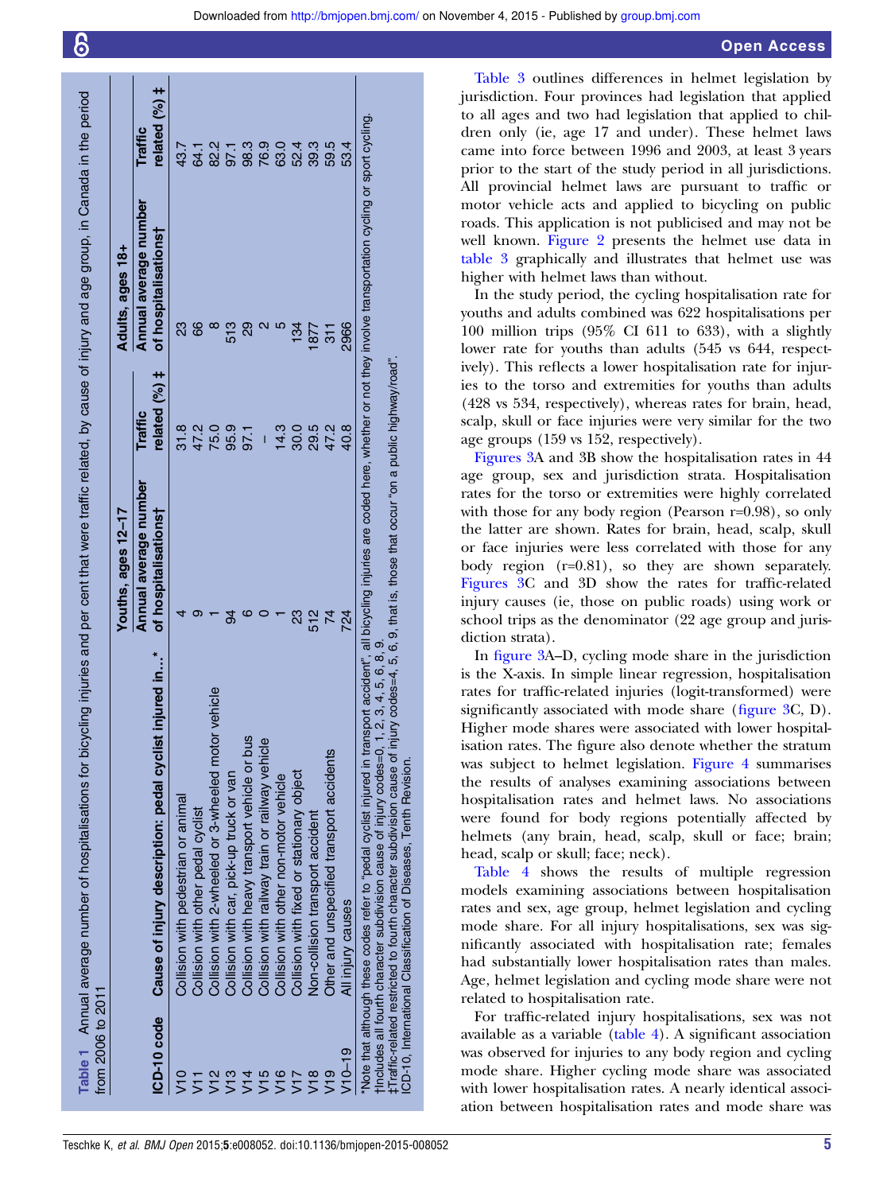**Table 1** Annual average number of hospitalisations for bicycling injuries and per cent that were traffic related, by cause of injury and age group, in Canada in the period from 2006 to 2011

| ICD-10 code | Cause of injury description: pedal cyclist injured in..* | Youths, ages 12–17 | | Adults, ages 18+ | |
|---|---|---|---|---|---|
| | | Annual average number of hospitalisations† | Traffic related (%) ‡ | Annual average number of hospitalisations† | Traffic related (%) ‡ |
| V10 | Collision with pedestrian or animal | 4 | 31.8 | 23 | 43.7 |
| V11 | Collision with other pedal cyclist | 9 | 47.2 | 66 | 64.1 |
| V12 | Collision with 2-wheeled or 3-wheeled motor vehicle | 1 | 75.0 | 8 | 82.2 |
| V13 | Collision with car, pick-up truck or van | 94 | 95.9 | 513 | 97.1 |
| V14 | Collision with heavy transport vehicle or bus | 6 | 97.1 | 29 | 98.3 |
| V15 | Collision with railway train or railway vehicle | 0 | – | 2 | 76.9 |
| V16 | Collision with other non-motor vehicle | 1 | 14.3 | 5 | 63.0 |
| V17 | Collision with fixed or stationary object | 23 | 30.0 | 134 | 52.4 |
| V18 | Non-collision transport accident | 512 | 29.5 | 1877 | 39.3 |
| V19 | Other and unspecified transport accidents | 74 | 47.2 | 311 | 59.5 |
| V10–19 | All injury causes | 724 | 40.8 | 2966 | 53.4 |

*Note that although these codes refer to "pedal cyclist injured in transport accident", all bicycling injuries are coded here, whether or not they involve transportation cycling or sport cycling.
†Includes all fourth character subdivision cause of injury codes=0, 1, 2, 3, 4, 5, 6, 8, 9.
‡Traffic-related restricted to fourth character subdivision cause of injury codes=4, 5, 6, 9, that is, those that occur "on a public highway/road".
ICD-10, International Classification of Diseases, Tenth Revision.

Table 3 outlines differences in helmet legislation by jurisdiction. Four provinces had legislation that applied to all ages and two had legislation that applied to children only (ie, age 17 and under). These helmet laws came into force between 1996 and 2003, at least 3 years prior to the start of the study period in all jurisdictions. All provincial helmet laws are pursuant to traffic or motor vehicle acts and applied to bicycling on public roads. This application is not publicised and may not be well known. Figure 2 presents the helmet use data in table 3 graphically and illustrates that helmet use was higher with helmet laws than without.

In the study period, the cycling hospitalisation rate for youths and adults combined was 622 hospitalisations per 100 million trips (95% CI 611 to 633), with a slightly lower rate for youths than adults (545 vs 644, respectively). This reflects a lower hospitalisation rate for injuries to the torso and extremities for youths than adults (428 vs 534, respectively), whereas rates for brain, head, scalp, skull or face injuries were very similar for the two age groups (159 vs 152, respectively).

Figures 3A and 3B show the hospitalisation rates in 44 age group, sex and jurisdiction strata. Hospitalisation rates for the torso or extremities were highly correlated with those for any body region (Pearson r=0.98), so only the latter are shown. Rates for brain, head, scalp, skull or face injuries were less correlated with those for any body region (r=0.81), so they are shown separately. Figures 3C and 3D show the rates for traffic-related injury causes (ie, those on public roads) using work or school trips as the denominator (22 age group and jurisdiction strata).

In figure 3A–D, cycling mode share in the jurisdiction is the X-axis. In simple linear regression, hospitalisation rates for traffic-related injuries (logit-transformed) were significantly associated with mode share (figure 3C, D). Higher mode shares were associated with lower hospitalisation rates. The figure also denote whether the stratum was subject to helmet legislation. Figure 4 summarises the results of analyses examining associations between hospitalisation rates and helmet laws. No associations were found for body regions potentially affected by helmets (any brain, head, scalp, skull or face; brain; head, scalp or skull; face; neck).

Table 4 shows the results of multiple regression models examining associations between hospitalisation rates and sex, age group, helmet legislation and cycling mode share. For all injury hospitalisations, sex was significantly associated with hospitalisation rate; females had substantially lower hospitalisation rates than males. Age, helmet legislation and cycling mode share were not related to hospitalisation rate.

For traffic-related injury hospitalisations, sex was not available as a variable (table 4). A significant association was observed for injuries to any body region and cycling mode share. Higher cycling mode share was associated with lower hospitalisation rates. A nearly identical association between hospitalisation rates and mode share was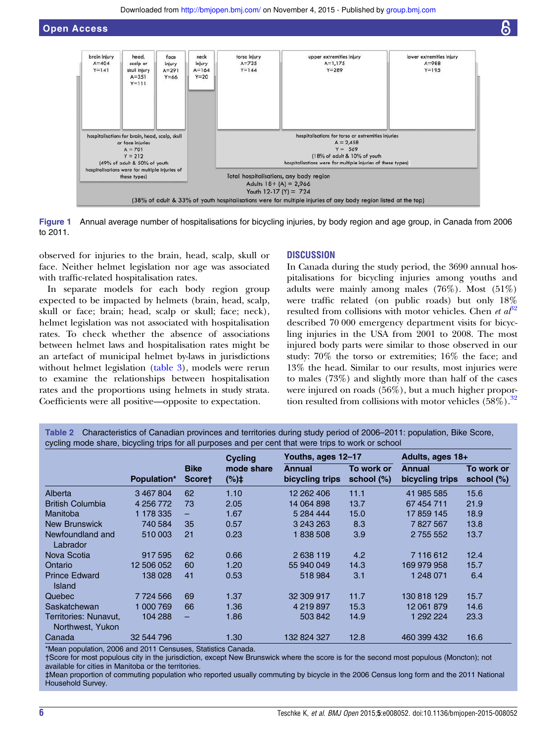Figure 1 Annual average number of hospitalisations for bicycling injuries, by body region and age group, in Canada from 2006 to 2011.

observed for injuries to the brain, head, scalp, skull or face. Neither helmet legislation nor age was associated with traffic-related hospitalisation rates.

In separate models for each body region group expected to be impacted by helmets (brain, head, scalp, skull or face; brain; head, scalp or skull; face; neck), helmet legislation was not associated with hospitalisation rates. To check whether the absence of associations between helmet laws and hospitalisation rates might be an artefact of municipal helmet by-laws in jurisdictions without helmet legislation (table 3), models were rerun to examine the relationships between hospitalisation rates and the proportions using helmets in study strata. Coefficients were all positive—opposite to expectation.

## DISCUSSION

In Canada during the study period, the 3690 annual hospitalisations for bicycling injuries among youths and adults were mainly among males (76%). Most (51%) were traffic related (on public roads) but only 18% resulted from collisions with motor vehicles. Chen *et al*[32] described 70 000 emergency department visits for bicycling injuries in the USA from 2001 to 2008. The most injured body parts were similar to those observed in our study: 70% the torso or extremities; 16% the face; and 13% the head. Similar to our results, most injuries were to males (73%) and slightly more than half of the cases were injured on roads (56%), but a much higher proportion resulted from collisions with motor vehicles (58%).[32]

Table 2 Characteristics of Canadian provinces and territories during study period of 2006–2011: population, Bike Score, cycling mode share, bicycling trips for all purposes and per cent that were trips to work or school

| | Population* | Bike Score† | Cycling mode share (%)‡ | Youths, ages 12–17 | | Adults, ages 18+ | |
|---|---|---|---|---|---|---|---|
| | | | | Annual bicycling trips | To work or school (%) | Annual bicycling trips | To work or school (%) |
| Alberta | 3 467 804 | 62 | 1.10 | 12 262 406 | 11.1 | 41 985 585 | 15.6 |
| British Columbia | 4 256 772 | 73 | 2.05 | 14 064 898 | 13.7 | 67 454 711 | 21.9 |
| Manitoba | 1 178 335 | – | 1.67 | 5 284 444 | 15.0 | 17 859 145 | 18.9 |
| New Brunswick | 740 584 | 35 | 0.57 | 3 243 263 | 8.3 | 7 827 567 | 13.8 |
| Newfoundland and Labrador | 510 003 | 21 | 0.23 | 1 838 508 | 3.9 | 2 755 552 | 13.7 |
| Nova Scotia | 917 595 | 62 | 0.66 | 2 638 119 | 4.2 | 7 116 612 | 12.4 |
| Ontario | 12 506 052 | 60 | 1.20 | 55 940 049 | 14.3 | 169 979 958 | 15.7 |
| Prince Edward Island | 138 028 | 41 | 0.53 | 518 984 | 3.1 | 1 248 071 | 6.4 |
| Quebec | 7 724 566 | 69 | 1.37 | 32 309 917 | 11.7 | 130 818 129 | 15.7 |
| Saskatchewan | 1 000 769 | 66 | 1.36 | 4 219 897 | 15.3 | 12 061 879 | 14.6 |
| Territories: Nunavut, Northwest, Yukon | 104 288 | – | 1.86 | 503 842 | 14.9 | 1 292 224 | 23.3 |
| Canada | 32 544 796 | | 1.30 | 132 824 327 | 12.8 | 460 399 432 | 16.6 |

*Mean population, 2006 and 2011 Censuses, Statistics Canada.
†Score for most populous city in the jurisdiction, except New Brunswick where the score is for the second most populous (Moncton); not available for cities in Manitoba or the territories.
‡Mean proportion of commuting population who reported usually commuting by bicycle in the 2006 Census long form and the 2011 National Household Survey.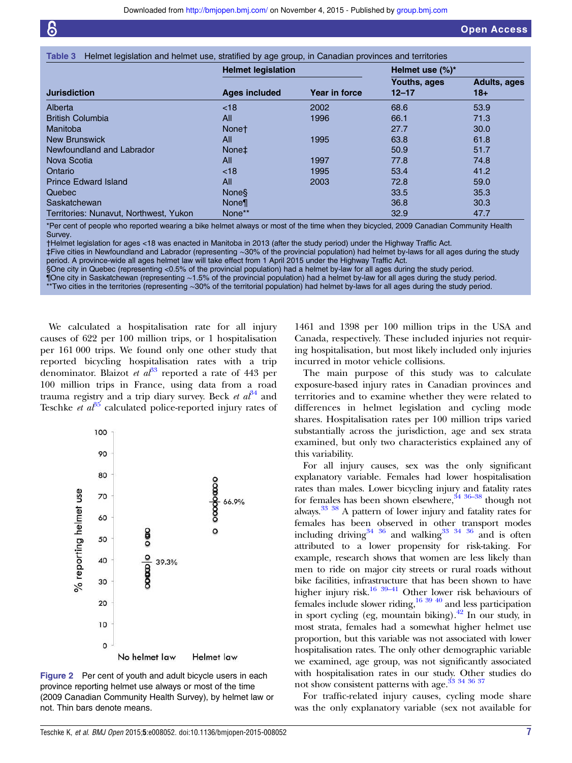**Table 3** Helmet legislation and helmet use, stratified by age group, in Canadian provinces and territories

| Jurisdiction | Helmet legislation | | Helmet use (%)* | |
|---|---|---|---|---|
| | Ages included | Year in force | Youths, ages 12–17 | Adults, ages 18+ |
| Alberta | <18 | 2002 | 68.6 | 53.9 |
| British Columbia | All | 1996 | 66.1 | 71.3 |
| Manitoba | None† | | 27.7 | 30.0 |
| New Brunswick | All | 1995 | 63.8 | 61.8 |
| Newfoundland and Labrador | None‡ | | 50.9 | 51.7 |
| Nova Scotia | All | 1997 | 77.8 | 74.8 |
| Ontario | <18 | 1995 | 53.4 | 41.2 |
| Prince Edward Island | All | 2003 | 72.8 | 59.0 |
| Quebec | None§ | | 33.5 | 35.3 |
| Saskatchewan | None¶ | | 36.8 | 30.3 |
| Territories: Nunavut, Northwest, Yukon | None** | | 32.9 | 47.7 |

*Per cent of people who reported wearing a bike helmet always or most of the time when they bicycled, 2009 Canadian Community Health Survey.
†Helmet legislation for ages <18 was enacted in Manitoba in 2013 (after the study period) under the Highway Traffic Act.
‡Five cities in Newfoundland and Labrador (representing ~30% of the provincial population) had helmet by-laws for all ages during the study period. A province-wide all ages helmet law will take effect from 1 April 2015 under the Highway Traffic Act.
§One city in Quebec (representing <0.5% of the provincial population) had a helmet by-law for all ages during the study period.
¶One city in Saskatchewan (representing ~1.5% of the provincial population) had a helmet by-law for all ages during the study period.
**Two cities in the territories (representing ~30% of the territorial population) had helmet by-laws for all ages during the study period.

We calculated a hospitalisation rate for all injury causes of 622 per 100 million trips, or 1 hospitalisation per 161 000 trips. We found only one other study that reported bicycling hospitalisation rates with a trip denominator. Blaizot *et al*[33] reported a rate of 443 per 100 million trips in France, using data from a road trauma registry and a trip diary survey. Beck *et al*[34] and Teschke *et al*[35] calculated police-reported injury rates of 1461 and 1398 per 100 million trips in the USA and Canada, respectively. These included injuries not requiring hospitalisation, but most likely included only injuries incurred in motor vehicle collisions.

Figure 2 Per cent of youth and adult bicycle users in each province reporting helmet use always or most of the time (2009 Canadian Community Health Survey), by helmet law or not. Thin bars denote means.

The main purpose of this study was to calculate exposure-based injury rates in Canadian provinces and territories and to examine whether they were related to differences in helmet legislation and cycling mode shares. Hospitalisation rates per 100 million trips varied substantially across the jurisdiction, age and sex strata examined, but only two characteristics explained any of this variability.

For all injury causes, sex was the only significant explanatory variable. Females had lower hospitalisation rates than males. Lower bicycling injury and fatality rates for females has been shown elsewhere,[34 36–38] though not always.[33 38] A pattern of lower injury and fatality rates for females has been observed in other transport modes including driving[34 36] and walking[33 34 36] and is often attributed to a lower propensity for risk-taking. For example, research shows that women are less likely than men to ride on major city streets or rural roads without bike facilities, infrastructure that has been shown to have higher injury risk.[16 39–41] Other lower risk behaviours of females include slower riding,[16 39 40] and less participation in sport cycling (eg, mountain biking).[42] In our study, in most strata, females had a somewhat higher helmet use proportion, but this variable was not associated with lower hospitalisation rates. The only other demographic variable we examined, age group, was not significantly associated with hospitalisation rates in our study. Other studies do not show consistent patterns with age.[33 34 36 37]

For traffic-related injury causes, cycling mode share was the only explanatory variable (sex not available for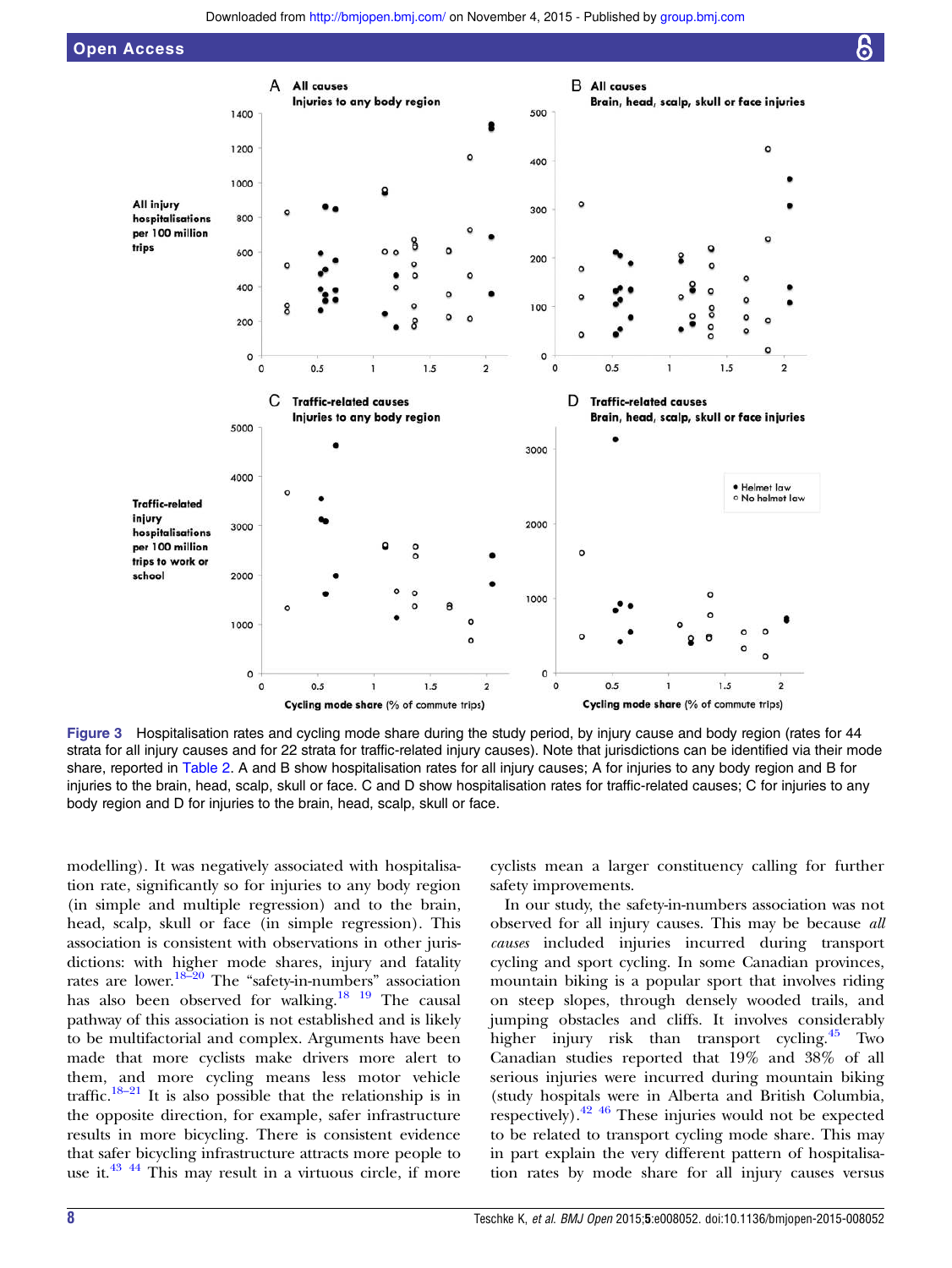Figure 3 Hospitalisation rates and cycling mode share during the study period, by injury cause and body region (rates for 44 strata for all injury causes and for 22 strata for traffic-related injury causes). Note that jurisdictions can be identified via their mode share, reported in Table 2. A and B show hospitalisation rates for all injury causes; A for injuries to any body region and B for injuries to the brain, head, scalp, skull or face. C and D show hospitalisation rates for traffic-related causes; C for injuries to any body region and D for injuries to the brain, head, scalp, skull or face.

modelling). It was negatively associated with hospitalisation rate, significantly so for injuries to any body region (in simple and multiple regression) and to the brain, head, scalp, skull or face (in simple regression). This association is consistent with observations in other jurisdictions: with higher mode shares, injury and fatality rates are lower.[18–20] The "safety-in-numbers" association has also been observed for walking.[18 19] The causal pathway of this association is not established and is likely to be multifactorial and complex. Arguments have been made that more cyclists make drivers more alert to them, and more cycling means less motor vehicle traffic.[18–21] It is also possible that the relationship is in the opposite direction, for example, safer infrastructure results in more bicycling. There is consistent evidence that safer bicycling infrastructure attracts more people to use it.[43 44] This may result in a virtuous circle, if more cyclists mean a larger constituency calling for further safety improvements.

In our study, the safety-in-numbers association was not observed for all injury causes. This may be because *all causes* included injuries incurred during transport cycling and sport cycling. In some Canadian provinces, mountain biking is a popular sport that involves riding on steep slopes, through densely wooded trails, and jumping obstacles and cliffs. It involves considerably higher injury risk than transport cycling.[45] Two Canadian studies reported that 19% and 38% of all serious injuries were incurred during mountain biking (study hospitals were in Alberta and British Columbia, respectively).[42 46] These injuries would not be expected to be related to transport cycling mode share. This may in part explain the very different pattern of hospitalisation rates by mode share for all injury causes versus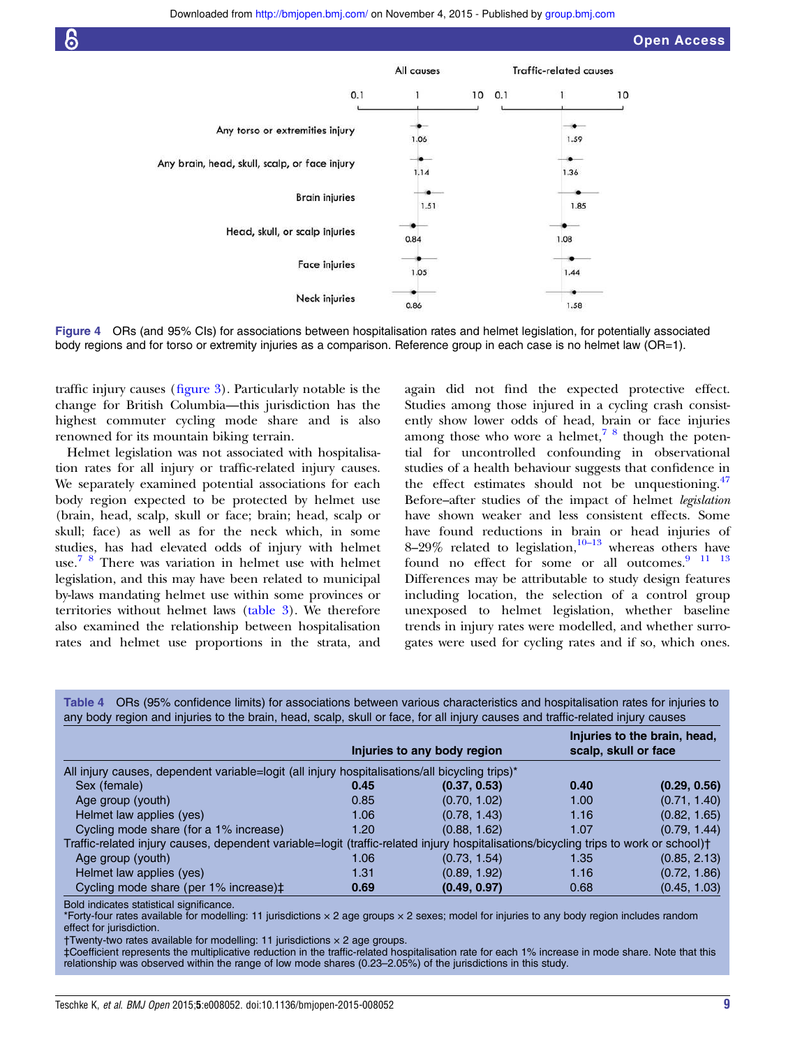| | All causes | Traffic-related causes |
|---|---|---|
| Any torso or extremities injury | 1.06 | 1.59 |
| Any brain, head, skull, scalp, or face injury | 1.14 | 1.36 |
| Brain injuries | 1.51 | 1.85 |
| Head, skull, or scalp injuries | 0.84 | 1.08 |
| Face injuries | 1.05 | 1.44 |
| Neck injuries | 0.86 | 1.58 |

**Figure 4** ORs (and 95% CIs) for associations between hospitalisation rates and helmet legislation, for potentially associated body regions and for torso or extremity injuries as a comparison. Reference group in each case is no helmet law (OR=1).

traffic injury causes (figure 3). Particularly notable is the change for British Columbia—this jurisdiction has the highest commuter cycling mode share and is also renowned for its mountain biking terrain.

Helmet legislation was not associated with hospitalisation rates for all injury or traffic-related injury causes. We separately examined potential associations for each body region expected to be protected by helmet use (brain, head, scalp, skull or face; brain; head, scalp or skull; face) as well as for the neck which, in some studies, has had elevated odds of injury with helmet use.[7,8] There was variation in helmet use with helmet legislation, and this may have been related to municipal by-laws mandating helmet use within some provinces or territories without helmet laws (table 3). We therefore also examined the relationship between hospitalisation rates and helmet use proportions in the strata, and again did not find the expected protective effect. Studies among those injured in a cycling crash consistently show lower odds of head, brain or face injuries among those who wore a helmet,[7,8] though the potential for uncontrolled confounding in observational studies of a health behaviour suggests that confidence in the effect estimates should not be unquestioning.[47] Before–after studies of the impact of helmet *legislation* have shown weaker and less consistent effects. Some have found reductions in brain or head injuries of 8–29% related to legislation,[10–13] whereas others have found no effect for some or all outcomes.[9,11,13] Differences may be attributable to study design features including location, the selection of a control group unexposed to helmet legislation, whether baseline trends in injury rates were modelled, and whether surrogates were used for cycling rates and if so, which ones.

**Table 4** ORs (95% confidence limits) for associations between various characteristics and hospitalisation rates for injuries to any body region and injuries to the brain, head, scalp, skull or face, for all injury causes and traffic-related injury causes

| | Injuries to any body region | | Injuries to the brain, head, scalp, skull or face | |
|---|---|---|---|---|
| All injury causes, dependent variable=logit (all injury hospitalisations/all bicycling trips)* | | | | |
| Sex (female) | **0.45** | **(0.37, 0.53)** | **0.40** | **(0.29, 0.56)** |
| Age group (youth) | 0.85 | (0.70, 1.02) | 1.00 | (0.71, 1.40) |
| Helmet law applies (yes) | 1.06 | (0.78, 1.43) | 1.16 | (0.82, 1.65) |
| Cycling mode share (for a 1% increase) | 1.20 | (0.88, 1.62) | 1.07 | (0.79, 1.44) |
| Traffic-related injury causes, dependent variable=logit (traffic-related injury hospitalisations/bicycling trips to work or school)† | | | | |
| Age group (youth) | 1.06 | (0.73, 1.54) | 1.35 | (0.85, 2.13) |
| Helmet law applies (yes) | 1.31 | (0.89, 1.92) | 1.16 | (0.72, 1.86) |
| Cycling mode share (per 1% increase)‡ | **0.69** | **(0.49, 0.97)** | 0.68 | (0.45, 1.03) |

Bold indicates statistical significance.
*Forty-four rates available for modelling: 11 jurisdictions × 2 age groups × 2 sexes; model for injuries to any body region includes random effect for jurisdiction.
†Twenty-two rates available for modelling: 11 jurisdictions × 2 age groups.
‡Coefficient represents the multiplicative reduction in the traffic-related hospitalisation rate for each 1% increase in mode share. Note that this relationship was observed within the range of low mode shares (0.23–2.05%) of the jurisdictions in this study.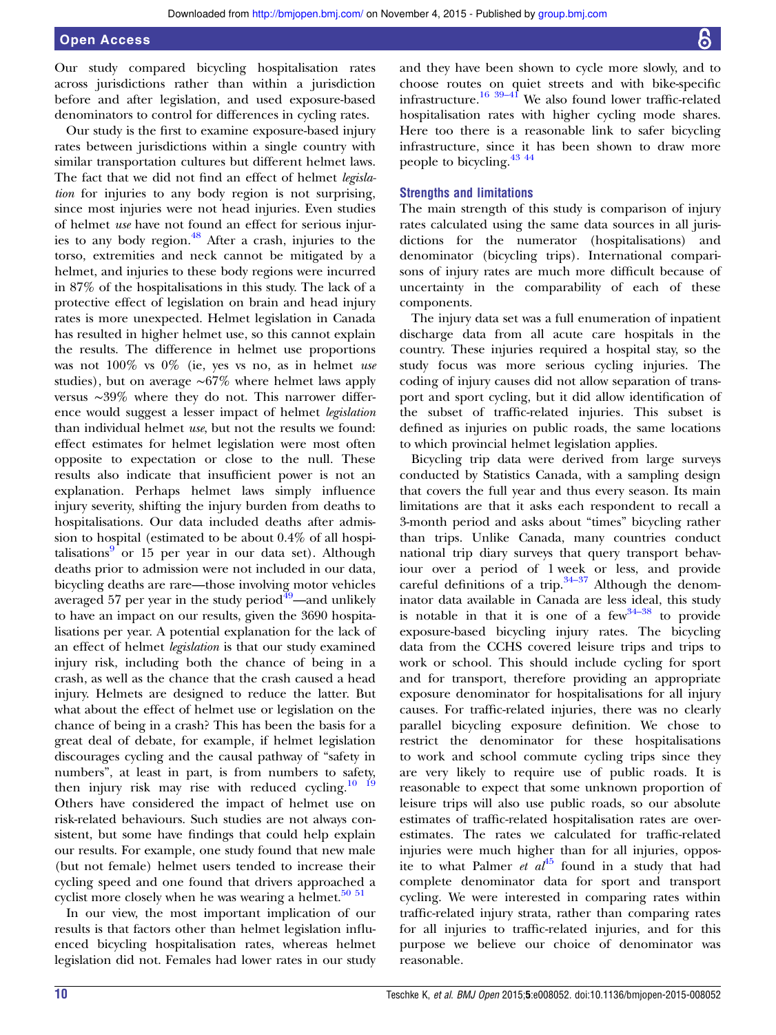Our study compared bicycling hospitalisation rates across jurisdictions rather than within a jurisdiction before and after legislation, and used exposure-based denominators to control for differences in cycling rates.

Our study is the first to examine exposure-based injury rates between jurisdictions within a single country with similar transportation cultures but different helmet laws. The fact that we did not find an effect of helmet *legislation* for injuries to any body region is not surprising, since most injuries were not head injuries. Even studies of helmet *use* have not found an effect for serious injuries to any body region.[48] After a crash, injuries to the torso, extremities and neck cannot be mitigated by a helmet, and injuries to these body regions were incurred in 87% of the hospitalisations in this study. The lack of a protective effect of legislation on brain and head injury rates is more unexpected. Helmet legislation in Canada has resulted in higher helmet use, so this cannot explain the results. The difference in helmet use proportions was not 100% vs 0% (ie, yes vs no, as in helmet *use* studies), but on average ∼67% where helmet laws apply versus ∼39% where they do not. This narrower difference would suggest a lesser impact of helmet *legislation* than individual helmet *use*, but not the results we found: effect estimates for helmet legislation were most often opposite to expectation or close to the null. These results also indicate that insufficient power is not an explanation. Perhaps helmet laws simply influence injury severity, shifting the injury burden from deaths to hospitalisations. Our data included deaths after admission to hospital (estimated to be about 0.4% of all hospitalisations[9] or 15 per year in our data set). Although deaths prior to admission were not included in our data, bicycling deaths are rare—those involving motor vehicles averaged 57 per year in the study period[49]—and unlikely to have an impact on our results, given the 3690 hospitalisations per year. A potential explanation for the lack of an effect of helmet *legislation* is that our study examined injury risk, including both the chance of being in a crash, as well as the chance that the crash caused a head injury. Helmets are designed to reduce the latter. But what about the effect of helmet use or legislation on the chance of being in a crash? This has been the basis for a great deal of debate, for example, if helmet legislation discourages cycling and the causal pathway of "safety in numbers", at least in part, is from numbers to safety, then injury risk may rise with reduced cycling.[10] [19] Others have considered the impact of helmet use on risk-related behaviours. Such studies are not always consistent, but some have findings that could help explain our results. For example, one study found that new male (but not female) helmet users tended to increase their cycling speed and one found that drivers approached a cyclist more closely when he was wearing a helmet.[50] [51]

In our view, the most important implication of our results is that factors other than helmet legislation influenced bicycling hospitalisation rates, whereas helmet legislation did not. Females had lower rates in our study and they have been shown to cycle more slowly, and to choose routes on quiet streets and with bike-specific infrastructure.[16] [39–41] We also found lower traffic-related hospitalisation rates with higher cycling mode shares. Here too there is a reasonable link to safer bicycling infrastructure, since it has been shown to draw more people to bicycling.[43] [44]

### Strengths and limitations

The main strength of this study is comparison of injury rates calculated using the same data sources in all jurisdictions for the numerator (hospitalisations) and denominator (bicycling trips). International comparisons of injury rates are much more difficult because of uncertainty in the comparability of each of these components.

The injury data set was a full enumeration of inpatient discharge data from all acute care hospitals in the country. These injuries required a hospital stay, so the study focus was more serious cycling injuries. The coding of injury causes did not allow separation of transport and sport cycling, but it did allow identification of the subset of traffic-related injuries. This subset is defined as injuries on public roads, the same locations to which provincial helmet legislation applies.

Bicycling trip data were derived from large surveys conducted by Statistics Canada, with a sampling design that covers the full year and thus every season. Its main limitations are that it asks each respondent to recall a 3-month period and asks about "times" bicycling rather than trips. Unlike Canada, many countries conduct national trip diary surveys that query transport behaviour over a period of 1 week or less, and provide careful definitions of a trip.[34–37] Although the denominator data available in Canada are less ideal, this study is notable in that it is one of a few[34–38] to provide exposure-based bicycling injury rates. The bicycling data from the CCHS covered leisure trips and trips to work or school. This should include cycling for sport and for transport, therefore providing an appropriate exposure denominator for hospitalisations for all injury causes. For traffic-related injuries, there was no clearly parallel bicycling exposure definition. We chose to restrict the denominator for these hospitalisations to work and school commute cycling trips since they are very likely to require use of public roads. It is reasonable to expect that some unknown proportion of leisure trips will also use public roads, so our absolute estimates of traffic-related hospitalisation rates are overestimates. The rates we calculated for traffic-related injuries were much higher than for all injuries, opposite to what Palmer *et al*[45] found in a study that had complete denominator data for sport and transport cycling. We were interested in comparing rates within traffic-related injury strata, rather than comparing rates for all injuries to traffic-related injuries, and for this purpose we believe our choice of denominator was reasonable.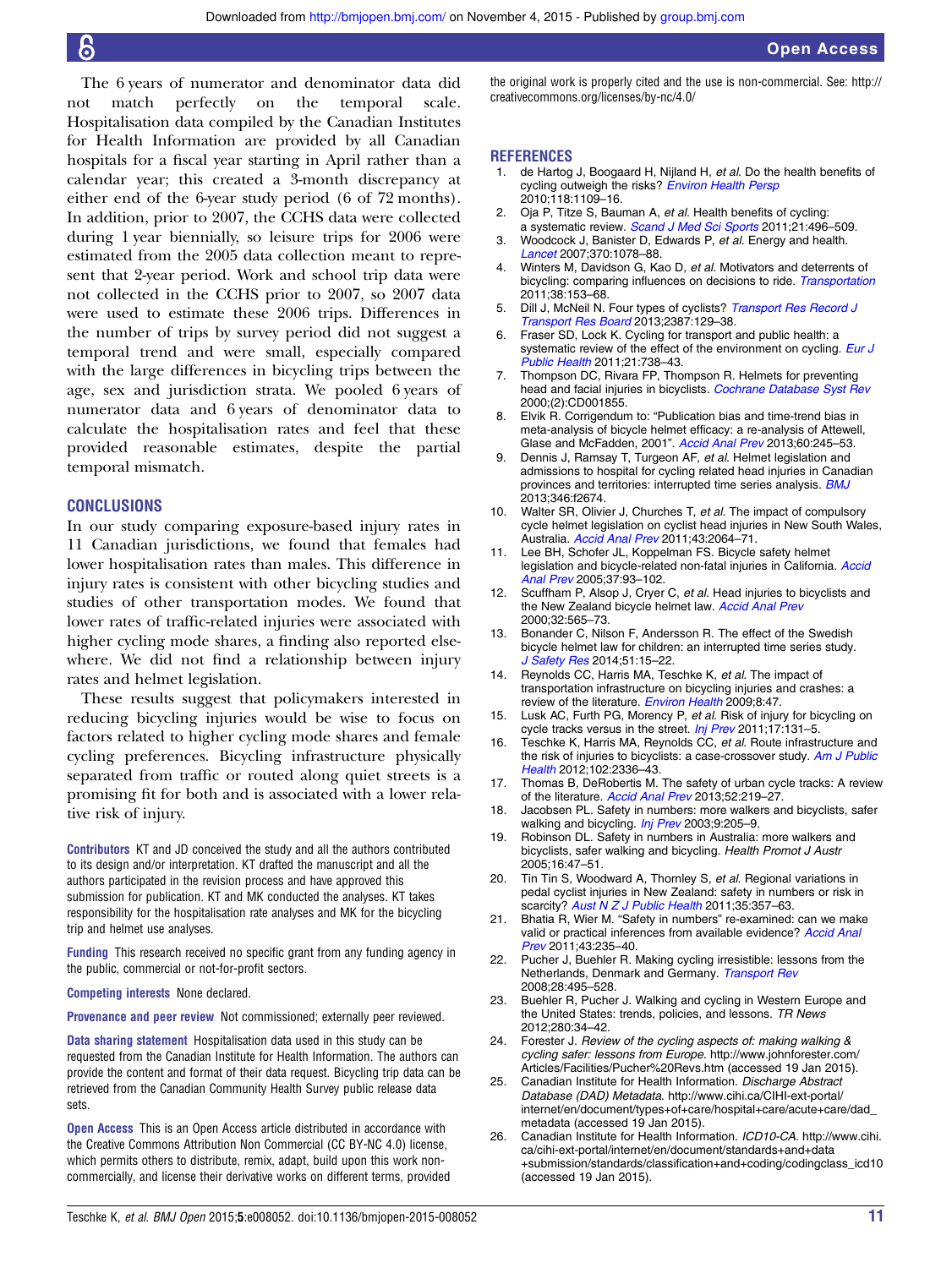The 6 years of numerator and denominator data did not match perfectly on the temporal scale. Hospitalisation data compiled by the Canadian Institutes for Health Information are provided by all Canadian hospitals for a fiscal year starting in April rather than a calendar year; this created a 3-month discrepancy at either end of the 6-year study period (6 of 72 months). In addition, prior to 2007, the CCHS data were collected during 1 year biennially, so leisure trips for 2006 were estimated from the 2005 data collection meant to represent that 2-year period. Work and school trip data were not collected in the CCHS prior to 2007, so 2007 data were used to estimate these 2006 trips. Differences in the number of trips by survey period did not suggest a temporal trend and were small, especially compared with the large differences in bicycling trips between the age, sex and jurisdiction strata. We pooled 6 years of numerator data and 6 years of denominator data to calculate the hospitalisation rates and feel that these provided reasonable estimates, despite the partial temporal mismatch.

## CONCLUSIONS

In our study comparing exposure-based injury rates in 11 Canadian jurisdictions, we found that females had lower hospitalisation rates than males. This difference in injury rates is consistent with other bicycling studies and studies of other transportation modes. We found that lower rates of traffic-related injuries were associated with higher cycling mode shares, a finding also reported elsewhere. We did not find a relationship between injury rates and helmet legislation.

These results suggest that policymakers interested in reducing bicycling injuries would be wise to focus on factors related to higher cycling mode shares and female cycling preferences. Bicycling infrastructure physically separated from traffic or routed along quiet streets is a promising fit for both and is associated with a lower relative risk of injury.

**Contributors** KT and JD conceived the study and all the authors contributed to its design and/or interpretation. KT drafted the manuscript and all the authors participated in the revision process and have approved this submission for publication. KT and MK conducted the analyses. KT takes responsibility for the hospitalisation rate analyses and MK for the bicycling trip and helmet use analyses.

**Funding** This research received no specific grant from any funding agency in the public, commercial or not-for-profit sectors.

**Competing interests** None declared.

**Provenance and peer review** Not commissioned; externally peer reviewed.

**Data sharing statement** Hospitalisation data used in this study can be requested from the Canadian Institute for Health Information. The authors can provide the content and format of their data request. Bicycling trip data can be retrieved from the Canadian Community Health Survey public release data sets.

**Open Access** This is an Open Access article distributed in accordance with the Creative Commons Attribution Non Commercial (CC BY-NC 4.0) license, which permits others to distribute, remix, adapt, build upon this work non-commercially, and license their derivative works on different terms, provided the original work is properly cited and the use is non-commercial. See: http://creativecommons.org/licenses/by-nc/4.0/

## REFERENCES

1. de Hartog J, Boogaard H, Nijland H, *et al*. Do the health benefits of cycling outweigh the risks? *Environ Health Persp* 2010;118:1109–16.
2. Oja P, Titze S, Bauman A, *et al*. Health benefits of cycling: a systematic review. *Scand J Med Sci Sports* 2011;21:496–509.
3. Woodcock J, Banister D, Edwards P, *et al*. Energy and health. *Lancet* 2007;370:1078–88.
4. Winters M, Davidson G, Kao D, *et al*. Motivators and deterrents of bicycling: comparing influences on decisions to ride. *Transportation* 2011;38:153–68.
5. Dill J, McNeil N. Four types of cyclists? *Transport Res Record J Transport Res Board* 2013;2387:129–38.
6. Fraser SD, Lock K. Cycling for transport and public health: a systematic review of the effect of the environment on cycling. *Eur J Public Health* 2011;21:738–43.
7. Thompson DC, Rivara FP, Thompson R. Helmets for preventing head and facial injuries in bicyclists. *Cochrane Database Syst Rev* 2000;(2):CD001855.
8. Elvik R. Corrigendum to: "Publication bias and time-trend bias in meta-analysis of bicycle helmet efficacy: a re-analysis of Attewell, Glase and McFadden, 2001". *Accid Anal Prev* 2013;60:245–53.
9. Dennis J, Ramsay T, Turgeon AF, *et al*. Helmet legislation and admissions to hospital for cycling related head injuries in Canadian provinces and territories: interrupted time series analysis. *BMJ* 2013;346:f2674.
10. Walter SR, Olivier J, Churches T, *et al*. The impact of compulsory cycle helmet legislation on cyclist head injuries in New South Wales, Australia. *Accid Anal Prev* 2011;43:2064–71.
11. Lee BH, Schofer JL, Koppelman FS. Bicycle safety helmet legislation and bicycle-related non-fatal injuries in California. *Accid Anal Prev* 2005;37:93–102.
12. Scuffham P, Alsop J, Cryer C, *et al*. Head injuries to bicyclists and the New Zealand bicycle helmet law. *Accid Anal Prev* 2000;32:565–73.
13. Bonander C, Nilson F, Andersson R. The effect of the Swedish bicycle helmet law for children: an interrupted time series study. *J Safety Res* 2014;51:15–22.
14. Reynolds CC, Harris MA, Teschke K, *et al*. The impact of transportation infrastructure on bicycling injuries and crashes: a review of the literature. *Environ Health* 2009;8:47.
15. Lusk AC, Furth PG, Morency P, *et al*. Risk of injury for bicycling on cycle tracks versus in the street. *Inj Prev* 2011;17:131–5.
16. Teschke K, Harris MA, Reynolds CC, *et al*. Route infrastructure and the risk of injuries to bicyclists: a case-crossover study. *Am J Public Health* 2012;102:2336–43.
17. Thomas B, DeRobertis M. The safety of urban cycle tracks: A review of the literature. *Accid Anal Prev* 2013;52:219–27.
18. Jacobsen PL. Safety in numbers: more walkers and bicyclists, safer walking and bicycling. *Inj Prev* 2003;9:205–9.
19. Robinson DL. Safety in numbers in Australia: more walkers and bicyclists, safer walking and bicycling. *Health Promot J Austr* 2005;16:47–51.
20. Tin Tin S, Woodward A, Thornley S, *et al*. Regional variations in pedal cyclist injuries in New Zealand: safety in numbers or risk in scarcity? *Aust N Z J Public Health* 2011;35:357–63.
21. Bhatia R, Wier M. "Safety in numbers" re-examined: can we make valid or practical inferences from available evidence? *Accid Anal Prev* 2011;43:235–40.
22. Pucher J, Buehler R. Making cycling irresistible: lessons from the Netherlands, Denmark and Germany. *Transport Rev* 2008;28:495–528.
23. Buehler R, Pucher J. Walking and cycling in Western Europe and the United States: trends, policies, and lessons. *TR News* 2012;280:34–42.
24. Forester J. *Review of the cycling aspects of: making walking & cycling safer: lessons from Europe*. http://www.johnforester.com/Articles/Facilities/Pucher%20Revs.htm (accessed 19 Jan 2015).
25. Canadian Institute for Health Information. *Discharge Abstract Database (DAD) Metadata*. http://www.cihi.ca/CIHI-ext-portal/internet/en/document/types+of+care/hospital+care/acute+care/dad_metadata (accessed 19 Jan 2015).
26. Canadian Institute for Health Information. *ICD10-CA*. http://www.cihi.ca/cihi-ext-portal/internet/en/document/standards+and+data+submission/standards/classification+and+coding/codingclass_icd10 (accessed 19 Jan 2015).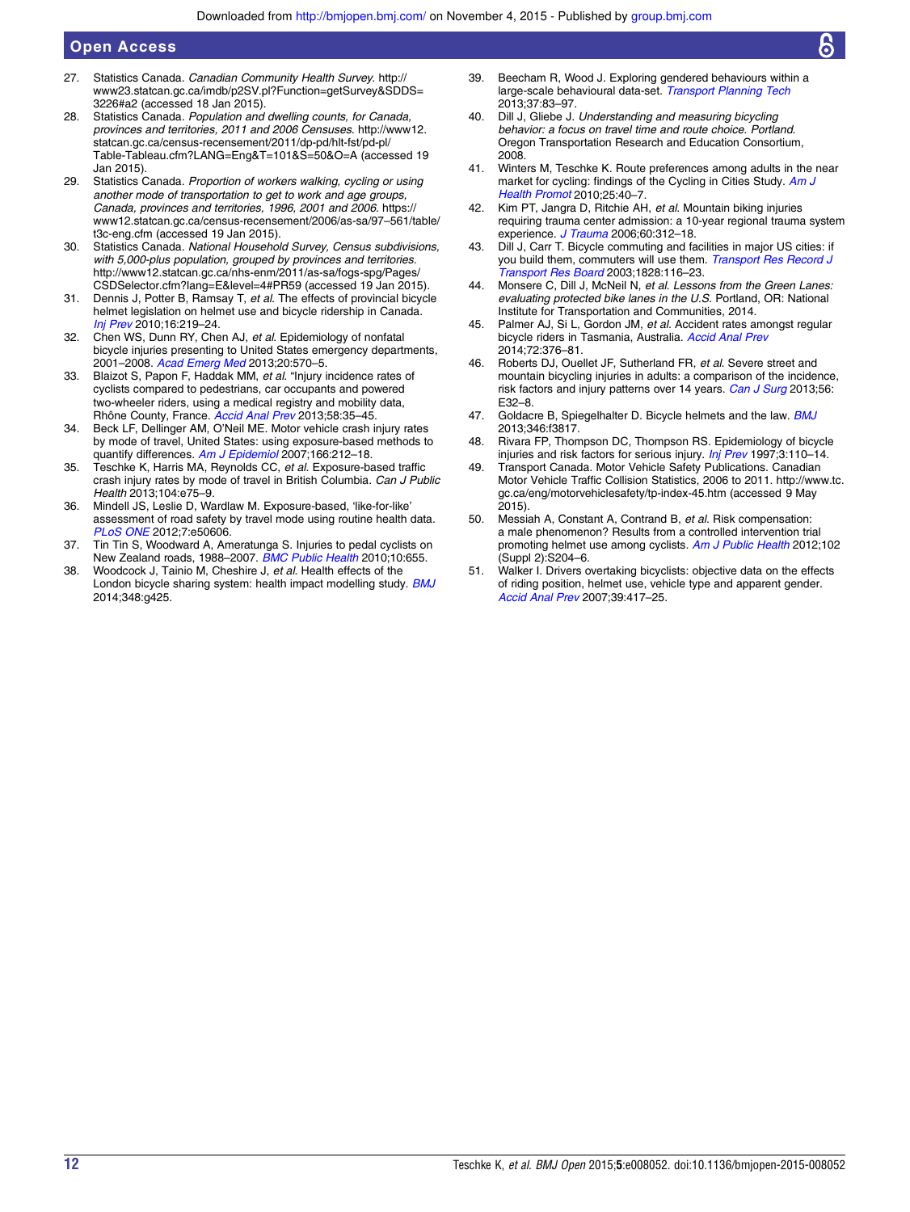27. Statistics Canada. *Canadian Community Health Survey*. http://www23.statcan.gc.ca/imdb/p2SV.pl?Function=getSurvey&SDDS=3226#a2 (accessed 18 Jan 2015).
28. Statistics Canada. *Population and dwelling counts, for Canada, provinces and territories, 2011 and 2006 Censuses*. http://www12.statcan.gc.ca/census-recensement/2011/dp-pd/hlt-fst/pd-pl/Table-Tableau.cfm?LANG=Eng&T=101&S=50&O=A (accessed 19 Jan 2015).
29. Statistics Canada. *Proportion of workers walking, cycling or using another mode of transportation to get to work and age groups, Canada, provinces and territories, 1996, 2001 and 2006*. https://www12.statcan.gc.ca/census-recensement/2006/as-sa/97–561/table/t3c-eng.cfm (accessed 19 Jan 2015).
30. Statistics Canada. *National Household Survey, Census subdivisions, with 5,000-plus population, grouped by provinces and territories*. http://www12.statcan.gc.ca/nhs-enm/2011/as-sa/fogs-spg/Pages/CSDSelector.cfm?lang=E&level=4#PR59 (accessed 19 Jan 2015).
31. Dennis J, Potter B, Ramsay T, *et al*. The effects of provincial bicycle helmet legislation on helmet use and bicycle ridership in Canada. *Inj Prev* 2010;16:219–24.
32. Chen WS, Dunn RY, Chen AJ, *et al*. Epidemiology of nonfatal bicycle injuries presenting to United States emergency departments, 2001–2008. *Acad Emerg Med* 2013;20:570–5.
33. Blaizot S, Papon F, Haddak MM, *et al*. "Injury incidence rates of cyclists compared to pedestrians, car occupants and powered two-wheeler riders, using a medical registry and mobility data, Rhône County, France. *Accid Anal Prev* 2013;58:35–45.
34. Beck LF, Dellinger AM, O'Neil ME. Motor vehicle crash injury rates by mode of travel, United States: using exposure-based methods to quantify differences. *Am J Epidemiol* 2007;166:212–18.
35. Teschke K, Harris MA, Reynolds CC, *et al*. Exposure-based traffic crash injury rates by mode of travel in British Columbia. *Can J Public Health* 2013;104:e75–9.
36. Mindell JS, Leslie D, Wardlaw M. Exposure-based, 'like-for-like' assessment of road safety by travel mode using routine health data. *PLoS ONE* 2012;7:e50606.
37. Tin Tin S, Woodward A, Ameratunga S. Injuries to pedal cyclists on New Zealand roads, 1988–2007. *BMC Public Health* 2010;10:655.
38. Woodcock J, Tainio M, Cheshire J, *et al*. Health effects of the London bicycle sharing system: health impact modelling study. *BMJ* 2014;348:g425.
39. Beecham R, Wood J. Exploring gendered behaviours within a large-scale behavioural data-set. *Transport Planning Tech* 2013;37:83–97.
40. Dill J, Gliebe J. *Understanding and measuring bicycling behavior: a focus on travel time and route choice. Portland*. Oregon Transportation Research and Education Consortium, 2008.
41. Winters M, Teschke K. Route preferences among adults in the near market for cycling: findings of the Cycling in Cities Study. *Am J Health Promot* 2010;25:40–7.
42. Kim PT, Jangra D, Ritchie AH, *et al*. Mountain biking injuries requiring trauma center admission: a 10-year regional trauma system experience. *J Trauma* 2006;60:312–18.
43. Dill J, Carr T. Bicycle commuting and facilities in major US cities: if you build them, commuters will use them. *Transport Res Record J Transport Res Board* 2003;1828:116–23.
44. Monsere C, Dill J, McNeil N, *et al*. *Lessons from the Green Lanes: evaluating protected bike lanes in the U.S.* Portland, OR: National Institute for Transportation and Communities, 2014.
45. Palmer AJ, Si L, Gordon JM, *et al*. Accident rates amongst regular bicycle riders in Tasmania, Australia. *Accid Anal Prev* 2014;72:376–81.
46. Roberts DJ, Ouellet JF, Sutherland FR, *et al*. Severe street and mountain bicycling injuries in adults: a comparison of the incidence, risk factors and injury patterns over 14 years. *Can J Surg* 2013;56:E32–8.
47. Goldacre B, Spiegelhalter D. Bicycle helmets and the law. *BMJ* 2013;346:f3817.
48. Rivara FP, Thompson DC, Thompson RS. Epidemiology of bicycle injuries and risk factors for serious injury. *Inj Prev* 1997;3:110–14.
49. Transport Canada. Motor Vehicle Safety Publications. Canadian Motor Vehicle Traffic Collision Statistics, 2006 to 2011. http://www.tc.gc.ca/eng/motorvehiclesafety/tp-index-45.htm (accessed 9 May 2015).
50. Messiah A, Constant A, Contrand B, *et al*. Risk compensation: a male phenomenon? Results from a controlled intervention trial promoting helmet use among cyclists. *Am J Public Health* 2012;102 (Suppl 2):S204–6.
51. Walker I. Drivers overtaking bicyclists: objective data on the effects of riding position, helmet use, vehicle type and apparent gender. *Accid Anal Prev* 2007;39:417–25.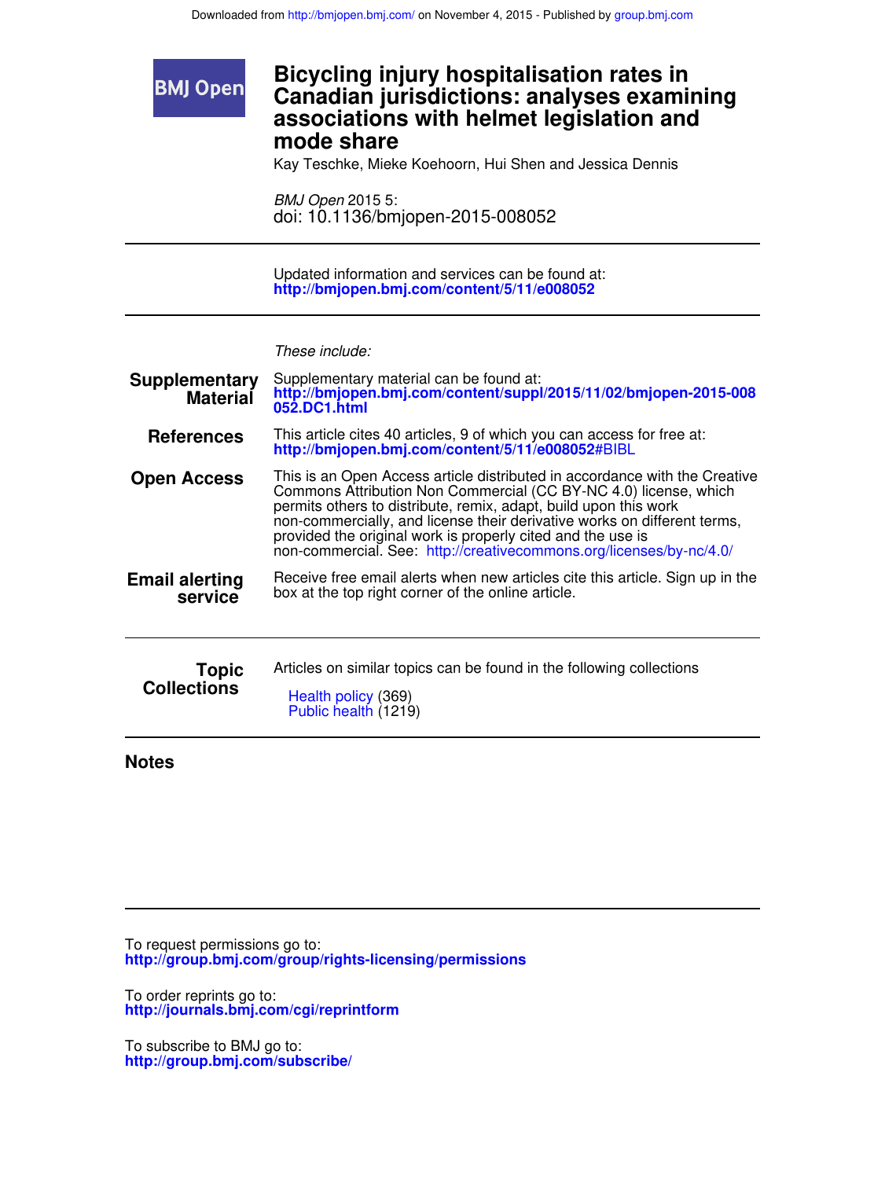# Bicycling injury hospitalisation rates in Canadian jurisdictions: analyses examining associations with helmet legislation and mode share

Kay Teschke, Mieke Koehoorn, Hui Shen and Jessica Dennis

*BMJ Open* 2015 5:
doi: 10.1136/bmjopen-2015-008052

Updated information and services can be found at:
**http://bmjopen.bmj.com/content/5/11/e008052**

*These include:*

**Supplementary Material**
Supplementary material can be found at:
**http://bmjopen.bmj.com/content/suppl/2015/11/02/bmjopen-2015-008052.DC1.html**

**References**
This article cites 40 articles, 9 of which you can access for free at:
**http://bmjopen.bmj.com/content/5/11/e008052#BIBL**

**Open Access**
This is an Open Access article distributed in accordance with the Creative Commons Attribution Non Commercial (CC BY-NC 4.0) license, which permits others to distribute, remix, adapt, build upon this work non-commercially, and license their derivative works on different terms, provided the original work is properly cited and the use is non-commercial. See: http://creativecommons.org/licenses/by-nc/4.0/

**Email alerting service**
Receive free email alerts when new articles cite this article. Sign up in the box at the top right corner of the online article.

**Topic Collections**
Articles on similar topics can be found in the following collections

- Health policy (369)
- Public health (1219)

## Notes

To request permissions go to:
**http://group.bmj.com/group/rights-licensing/permissions**

To order reprints go to:
**http://journals.bmj.com/cgi/reprintform**

To subscribe to BMJ go to:
**http://group.bmj.com/subscribe/**